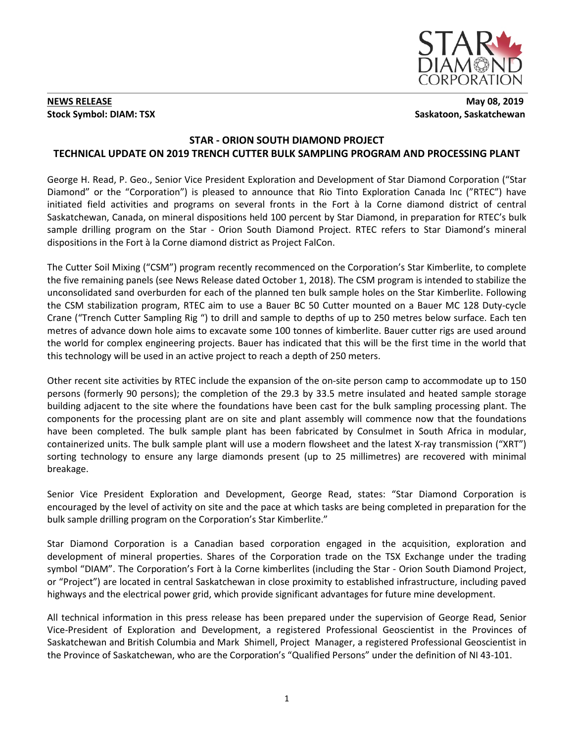**NEWS RELEASE**

**Stock Symbol: DIAM: TSX**

**May 08, 2019**

**Saskatoon, Saskatchewan**

## STAR - ORION SOUTH DIAMOND PROJECT
## TECHNICAL UPDATE ON 2019 TRENCH CUTTER BULK SAMPLING PROGRAM AND PROCESSING PLANT

George H. Read, P. Geo., Senior Vice President Exploration and Development of Star Diamond Corporation ("Star Diamond" or the "Corporation") is pleased to announce that Rio Tinto Exploration Canada Inc ("RTEC") have initiated field activities and programs on several fronts in the Fort à la Corne diamond district of central Saskatchewan, Canada, on mineral dispositions held 100 percent by Star Diamond, in preparation for RTEC's bulk sample drilling program on the Star - Orion South Diamond Project. RTEC refers to Star Diamond's mineral dispositions in the Fort à la Corne diamond district as Project FalCon.

The Cutter Soil Mixing ("CSM") program recently recommenced on the Corporation's Star Kimberlite, to complete the five remaining panels (see News Release dated October 1, 2018). The CSM program is intended to stabilize the unconsolidated sand overburden for each of the planned ten bulk sample holes on the Star Kimberlite. Following the CSM stabilization program, RTEC aim to use a Bauer BC 50 Cutter mounted on a Bauer MC 128 Duty-cycle Crane ("Trench Cutter Sampling Rig ") to drill and sample to depths of up to 250 metres below surface. Each ten metres of advance down hole aims to excavate some 100 tonnes of kimberlite. Bauer cutter rigs are used around the world for complex engineering projects. Bauer has indicated that this will be the first time in the world that this technology will be used in an active project to reach a depth of 250 meters.

Other recent site activities by RTEC include the expansion of the on-site person camp to accommodate up to 150 persons (formerly 90 persons); the completion of the 29.3 by 33.5 metre insulated and heated sample storage building adjacent to the site where the foundations have been cast for the bulk sampling processing plant. The components for the processing plant are on site and plant assembly will commence now that the foundations have been completed. The bulk sample plant has been fabricated by Consulmet in South Africa in modular, containerized units. The bulk sample plant will use a modern flowsheet and the latest X-ray transmission ("XRT") sorting technology to ensure any large diamonds present (up to 25 millimetres) are recovered with minimal breakage.

Senior Vice President Exploration and Development, George Read, states: "Star Diamond Corporation is encouraged by the level of activity on site and the pace at which tasks are being completed in preparation for the bulk sample drilling program on the Corporation's Star Kimberlite."

Star Diamond Corporation is a Canadian based corporation engaged in the acquisition, exploration and development of mineral properties. Shares of the Corporation trade on the TSX Exchange under the trading symbol "DIAM". The Corporation's Fort à la Corne kimberlites (including the Star - Orion South Diamond Project, or "Project") are located in central Saskatchewan in close proximity to established infrastructure, including paved highways and the electrical power grid, which provide significant advantages for future mine development.

All technical information in this press release has been prepared under the supervision of George Read, Senior Vice-President of Exploration and Development, a registered Professional Geoscientist in the Provinces of Saskatchewan and British Columbia and Mark Shimell, Project Manager, a registered Professional Geoscientist in the Province of Saskatchewan, who are the Corporation's "Qualified Persons" under the definition of NI 43-101.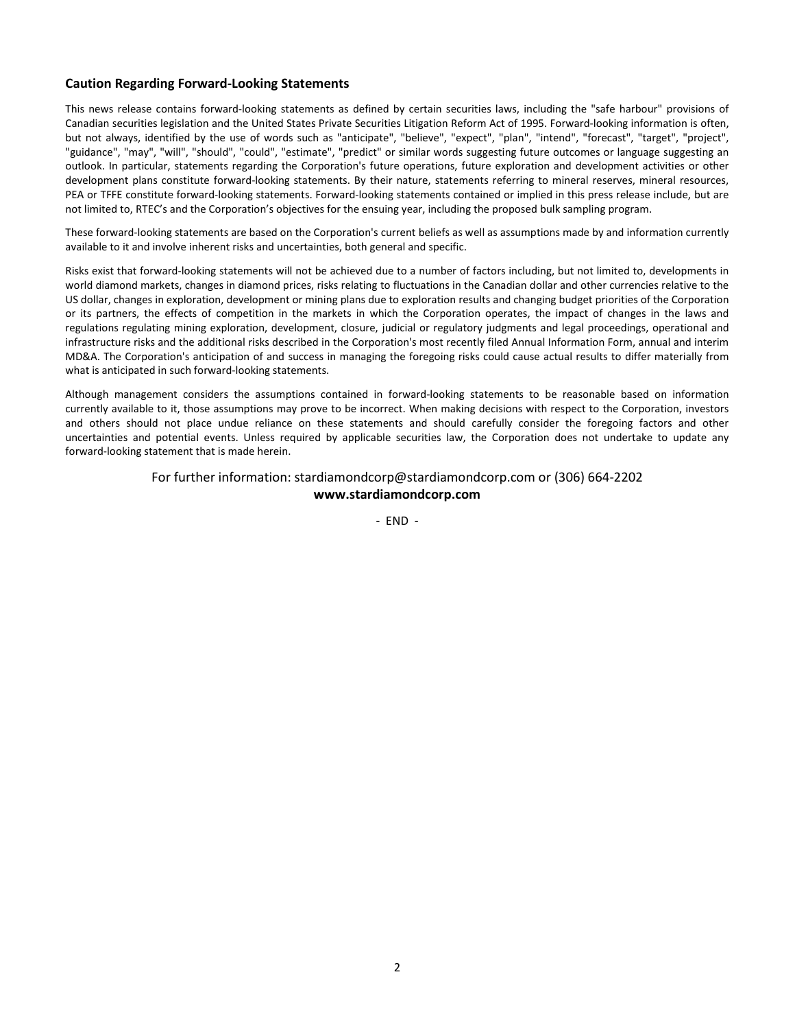## Caution Regarding Forward-Looking Statements

This news release contains forward-looking statements as defined by certain securities laws, including the "safe harbour" provisions of Canadian securities legislation and the United States Private Securities Litigation Reform Act of 1995. Forward-looking information is often, but not always, identified by the use of words such as "anticipate", "believe", "expect", "plan", "intend", "forecast", "target", "project", "guidance", "may", "will", "should", "could", "estimate", "predict" or similar words suggesting future outcomes or language suggesting an outlook. In particular, statements regarding the Corporation's future operations, future exploration and development activities or other development plans constitute forward-looking statements. By their nature, statements referring to mineral reserves, mineral resources, PEA or TFFE constitute forward-looking statements. Forward-looking statements contained or implied in this press release include, but are not limited to, RTEC's and the Corporation's objectives for the ensuing year, including the proposed bulk sampling program.

These forward-looking statements are based on the Corporation's current beliefs as well as assumptions made by and information currently available to it and involve inherent risks and uncertainties, both general and specific.

Risks exist that forward-looking statements will not be achieved due to a number of factors including, but not limited to, developments in world diamond markets, changes in diamond prices, risks relating to fluctuations in the Canadian dollar and other currencies relative to the US dollar, changes in exploration, development or mining plans due to exploration results and changing budget priorities of the Corporation or its partners, the effects of competition in the markets in which the Corporation operates, the impact of changes in the laws and regulations regulating mining exploration, development, closure, judicial or regulatory judgments and legal proceedings, operational and infrastructure risks and the additional risks described in the Corporation's most recently filed Annual Information Form, annual and interim MD&A. The Corporation's anticipation of and success in managing the foregoing risks could cause actual results to differ materially from what is anticipated in such forward-looking statements.

Although management considers the assumptions contained in forward-looking statements to be reasonable based on information currently available to it, those assumptions may prove to be incorrect. When making decisions with respect to the Corporation, investors and others should not place undue reliance on these statements and should carefully consider the foregoing factors and other uncertainties and potential events. Unless required by applicable securities law, the Corporation does not undertake to update any forward-looking statement that is made herein.

For further information: stardiamondcorp@stardiamondcorp.com or (306) 664-2202

**www.stardiamondcorp.com**

- END -